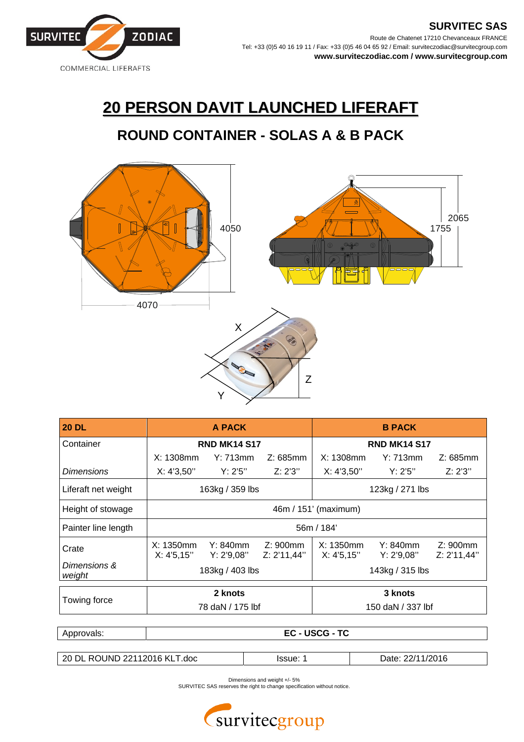**SURVITEC SAS**

Route de Chatenet 17210 Chevanceaux FRANCE

Tel: +33 (0)5 40 16 19 11 / Fax: +33 (0)5 46 04 65 92 / Email: surviteczodiac@survitecgroup.com

**www.surviteczodiac.com / www.survitecgroup.com**

# 20 PERSON DAVIT LAUNCHED LIFERAFT

## ROUND CONTAINER - SOLAS A & B PACK

| 20 DL | A PACK | | | B PACK | | |
|---|---|---|---|---|---|---|
| Container | RND MK14 S17 | | | RND MK14 S17 | | |
| *Dimensions* | X: 1308mm X: 4'3,50'' | Y: 713mm Y: 2'5'' | Z: 685mm Z: 2'3'' | X: 1308mm X: 4'3,50'' | Y: 713mm Y: 2'5'' | Z: 685mm Z: 2'3'' |
| Liferaft net weight | 163kg / 359 lbs | | | 123kg / 271 lbs | | |
| Height of stowage | 46m / 151' (maximum) | | | | | |
| Painter line length | 56m / 184' | | | | | |
| Crate *Dimensions & weight* | X: 1350mm X: 4'5,15'' | Y: 840mm Y: 2'9,08'' | Z: 900mm Z: 2'11,44'' | X: 1350mm X: 4'5,15'' | Y: 840mm Y: 2'9,08'' | Z: 900mm Z: 2'11,44'' |
| | 183kg / 403 lbs | | | 143kg / 315 lbs | | |
| Towing force | **2 knots** 78 daN / 175 lbf | | | **3 knots** 150 daN / 337 lbf | | |

| Approvals: | **EC - USCG - TC** |
|---|---|

| 20 DL ROUND 22112016 KLT.doc | Issue: 1 | Date: 22/11/2016 |
|---|---|---|

Dimensions and weight +/- 5%
SURVITEC SAS reserves the right to change specification without notice.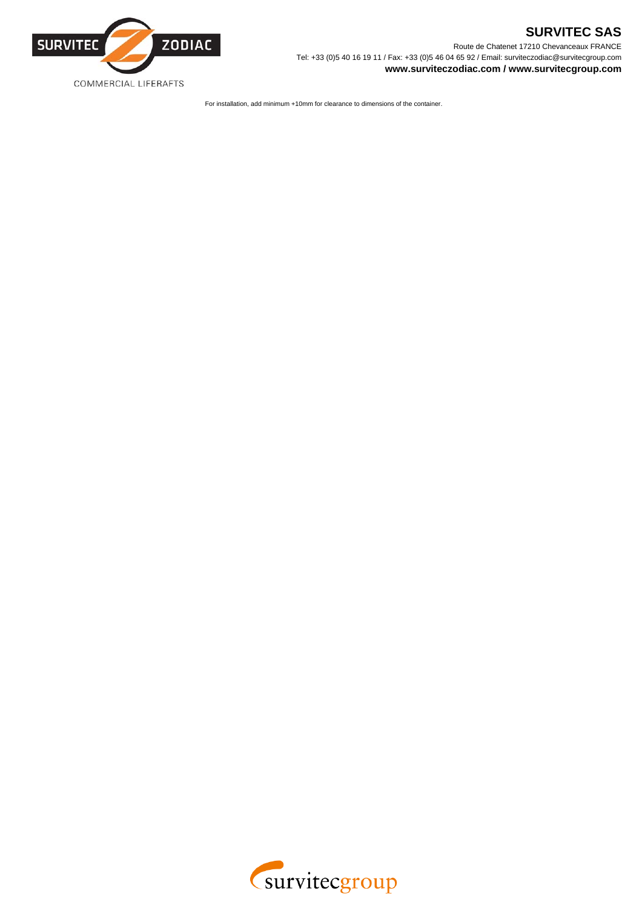For installation, add minimum +10mm for clearance to dimensions of the container.